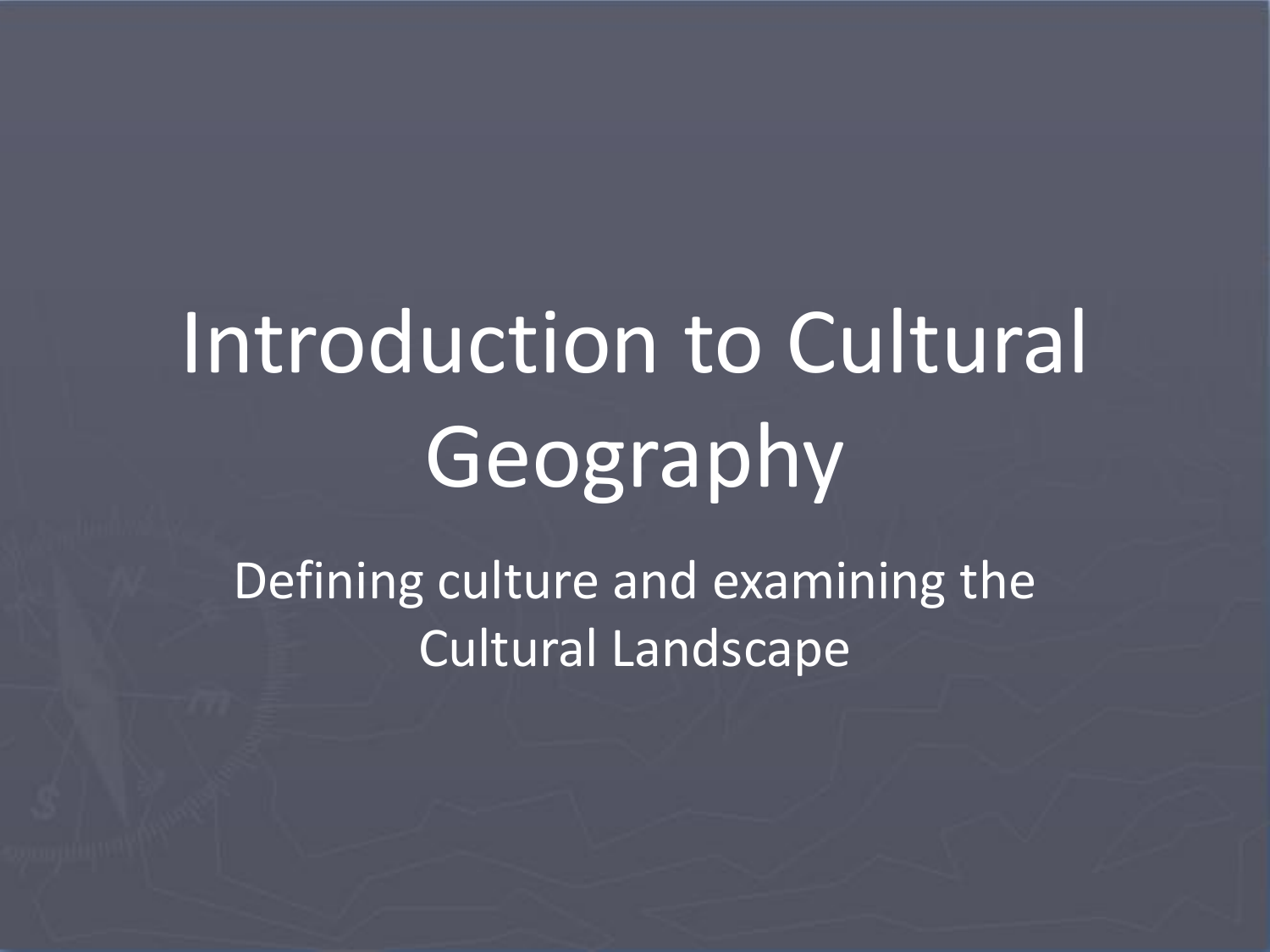# Introduction to Cultural Geography

Defining culture and examining the Cultural Landscape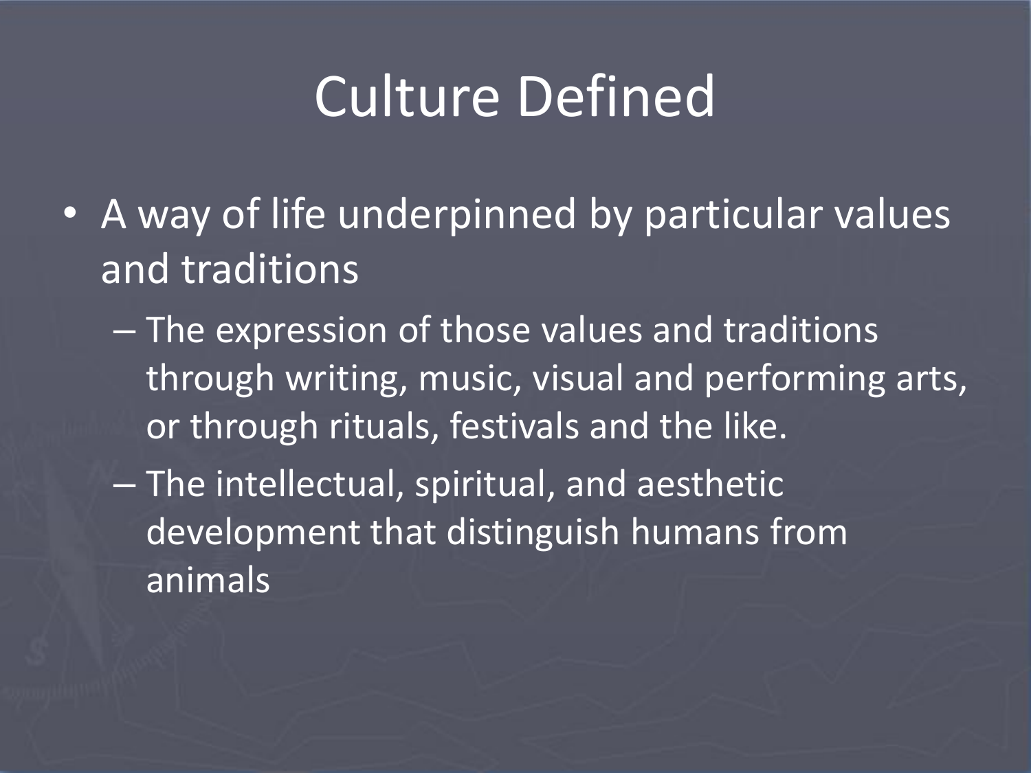# Culture Defined

- A way of life underpinned by particular values and traditions
  - The expression of those values and traditions through writing, music, visual and performing arts, or through rituals, festivals and the like.
  - The intellectual, spiritual, and aesthetic development that distinguish humans from animals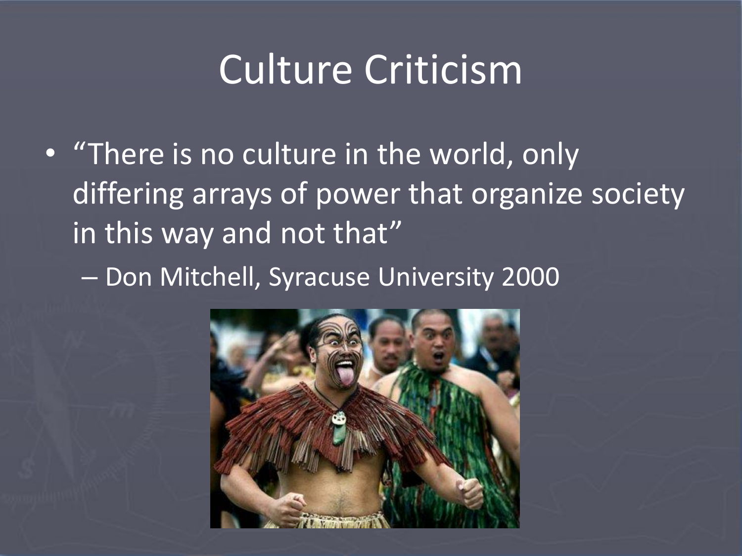# Culture Criticism

- "There is no culture in the world, only differing arrays of power that organize society in this way and not that"
  - – Don Mitchell, Syracuse University 2000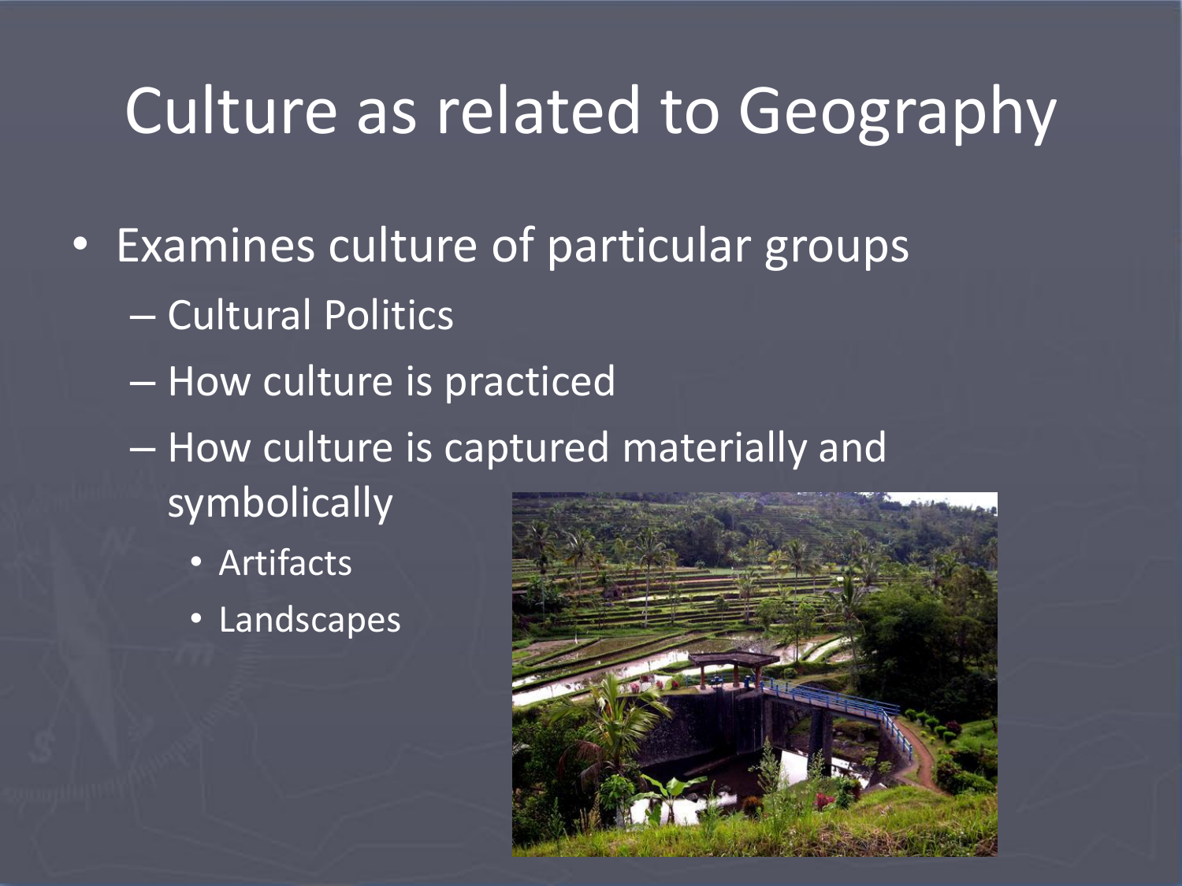# Culture as related to Geography

- Examines culture of particular groups
  - Cultural Politics
  - How culture is practiced
  - How culture is captured materially and symbolically
    - Artifacts
    - Landscapes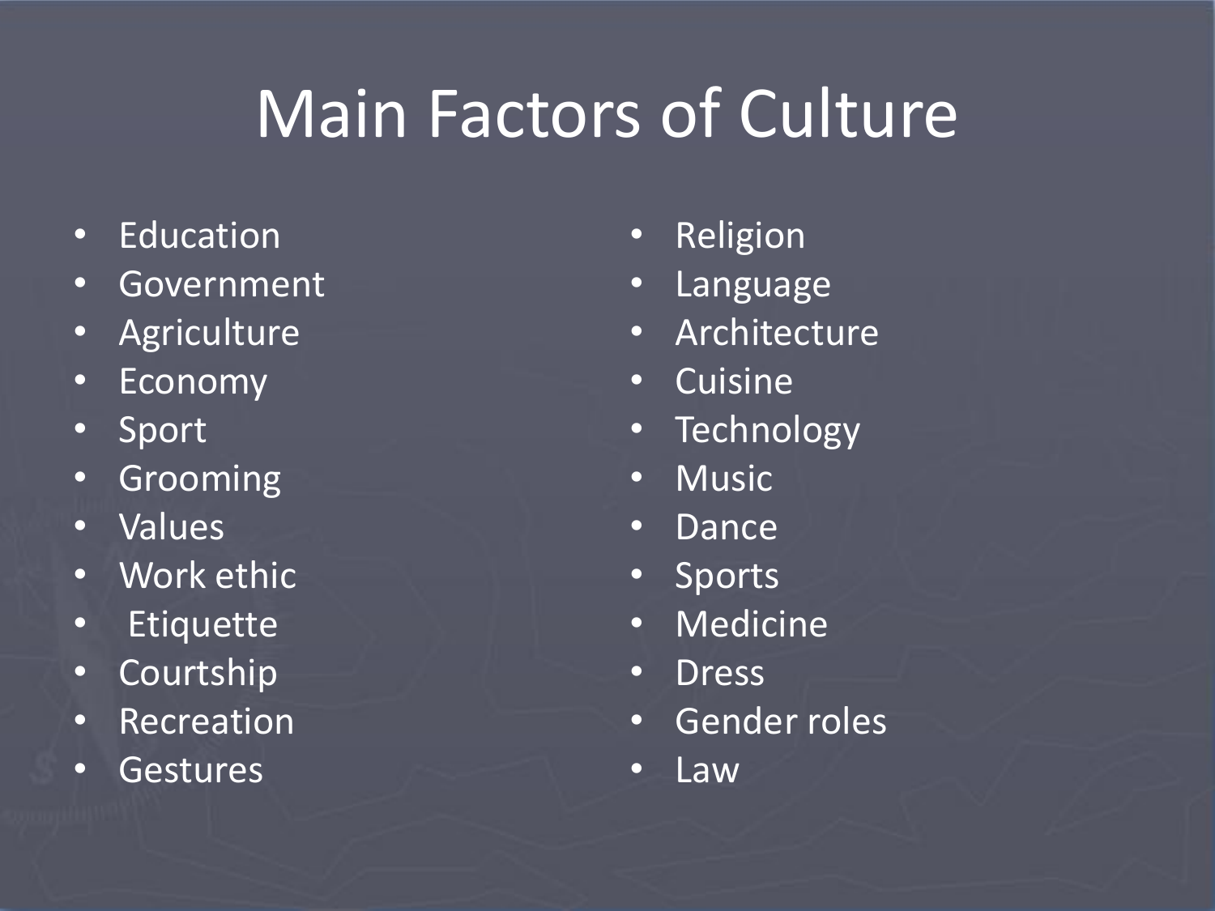# Main Factors of Culture

- Education
- Government
- Agriculture
- Economy
- Sport
- Grooming
- Values
- Work ethic
- Etiquette
- Courtship
- Recreation
- Gestures
- Religion
- Language
- Architecture
- Cuisine
- Technology
- Music
- Dance
- Sports
- Medicine
- Dress
- Gender roles
- Law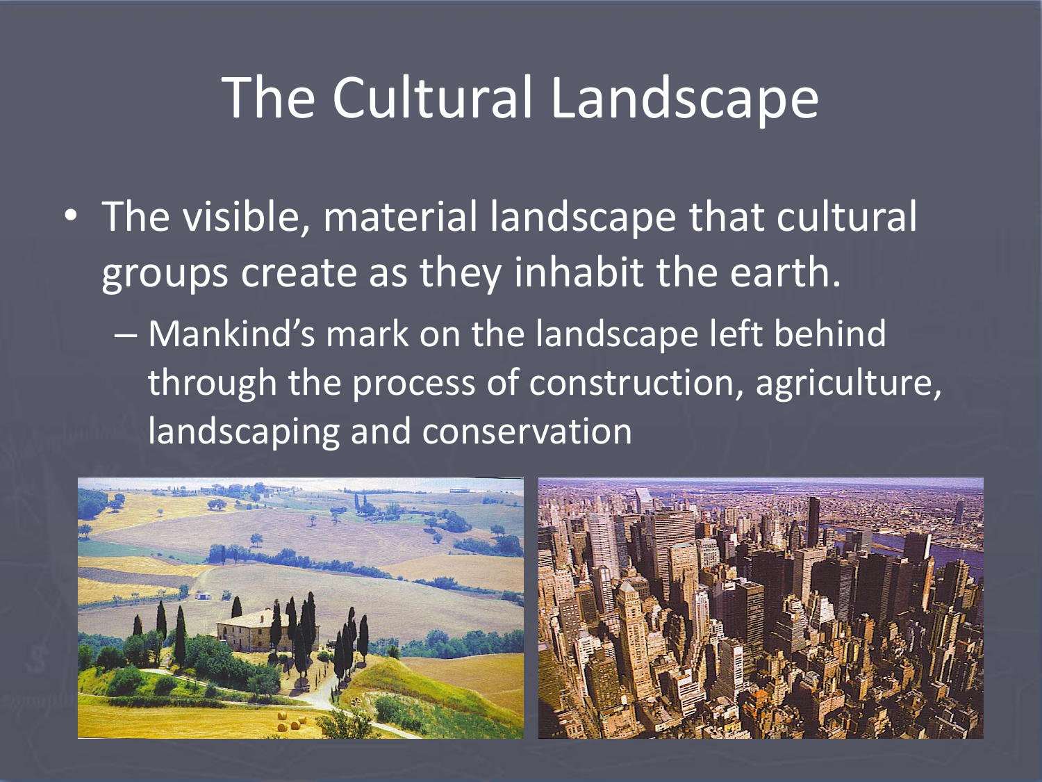# The Cultural Landscape

- The visible, material landscape that cultural groups create as they inhabit the earth.
  - Mankind's mark on the landscape left behind through the process of construction, agriculture, landscaping and conservation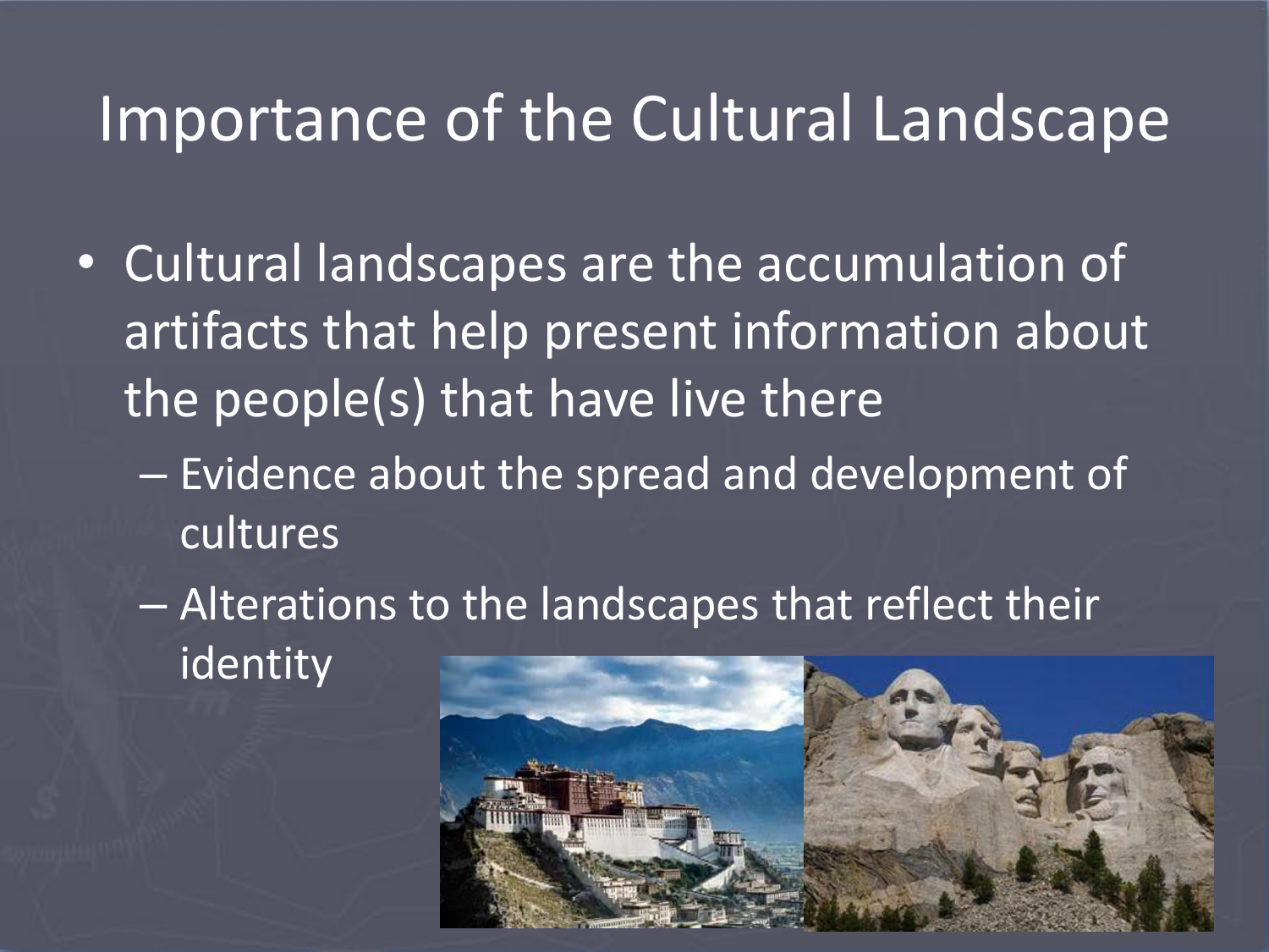# Importance of the Cultural Landscape

- Cultural landscapes are the accumulation of artifacts that help present information about the people(s) that have live there
  - Evidence about the spread and development of cultures
  - Alterations to the landscapes that reflect their identity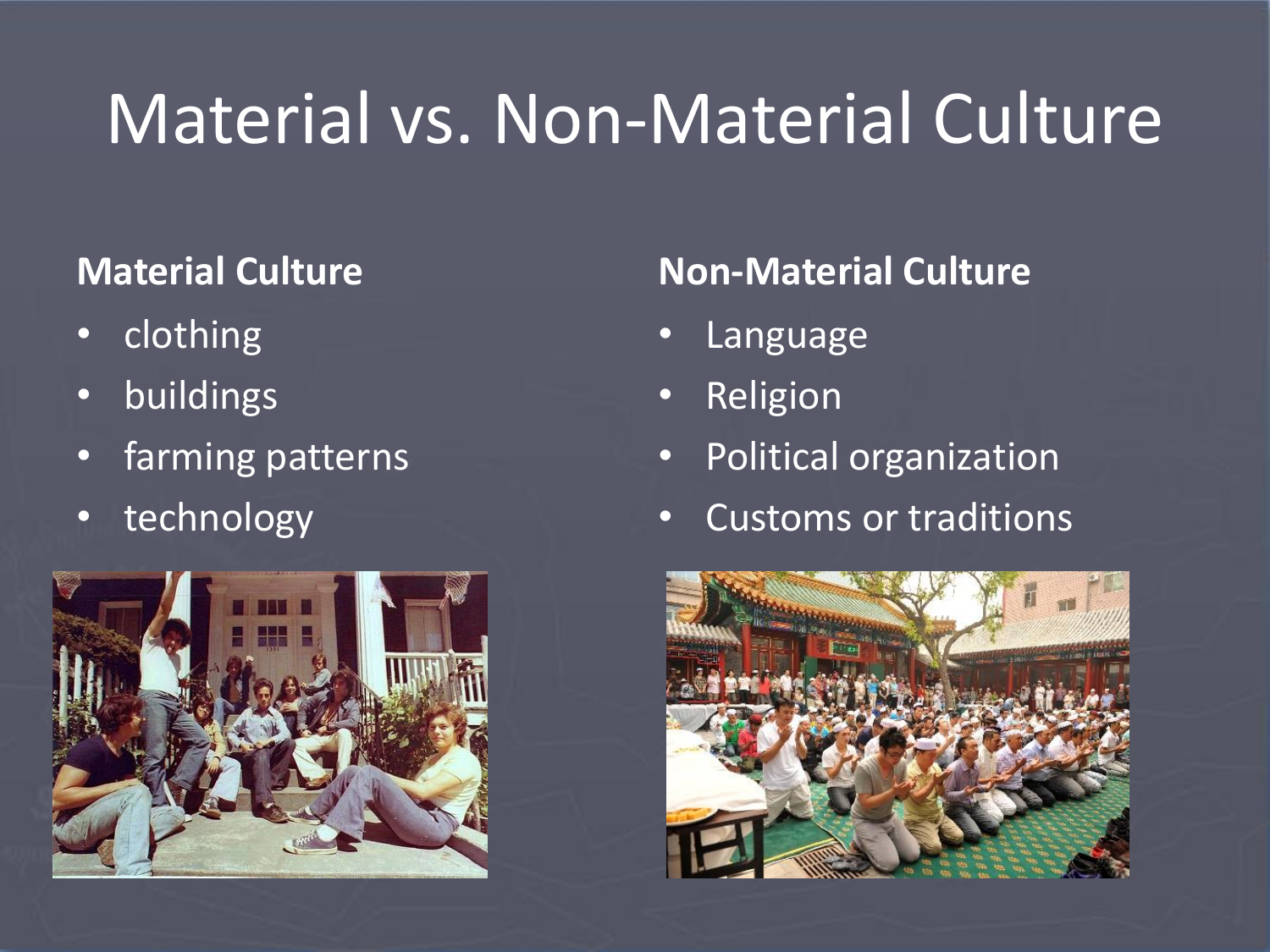# Material vs. Non-Material Culture

**Material Culture**

- clothing
- buildings
- farming patterns
- technology

**Non-Material Culture**

- Language
- Religion
- Political organization
- Customs or traditions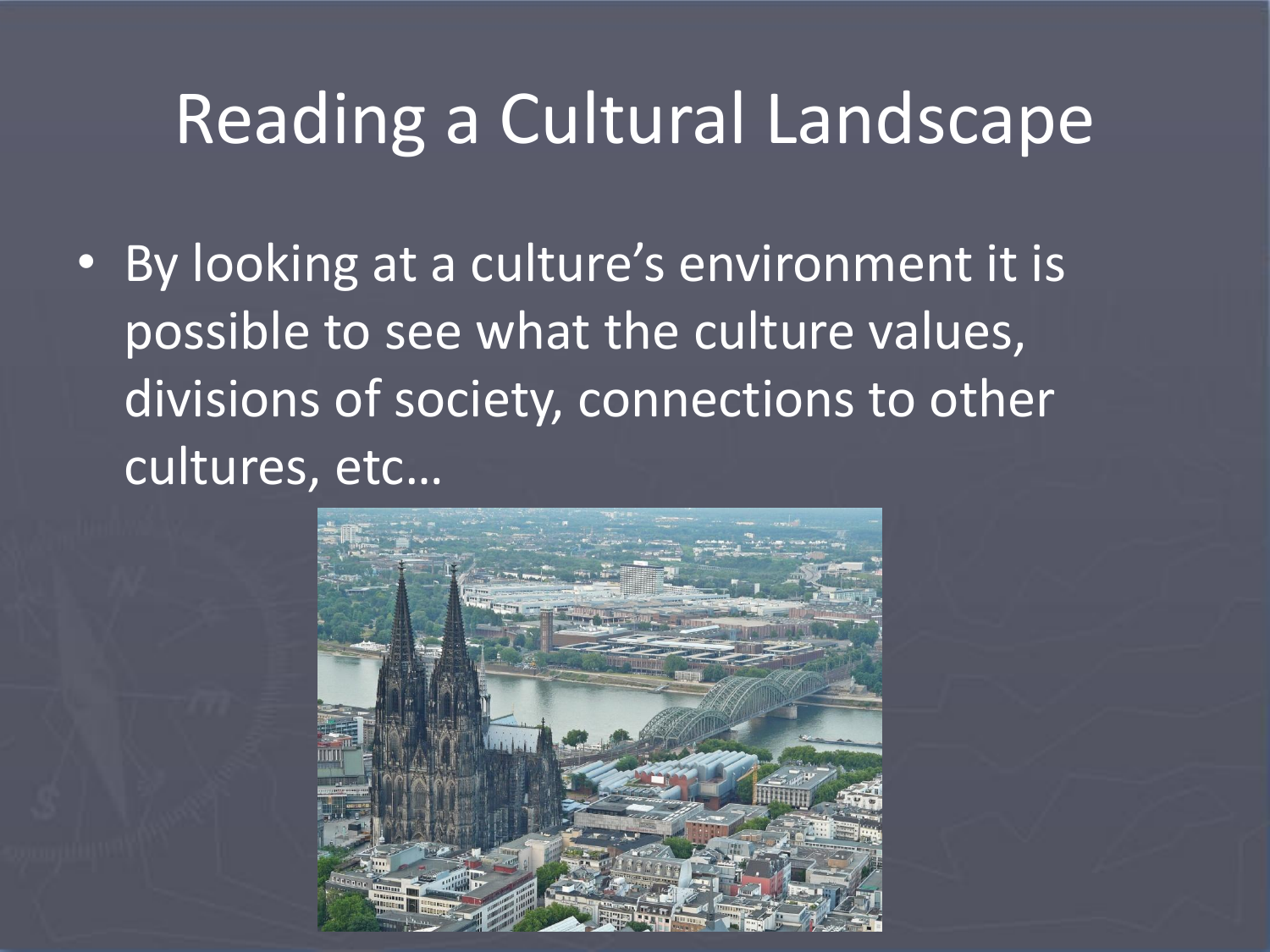# Reading a Cultural Landscape

- By looking at a culture's environment it is possible to see what the culture values, divisions of society, connections to other cultures, etc…